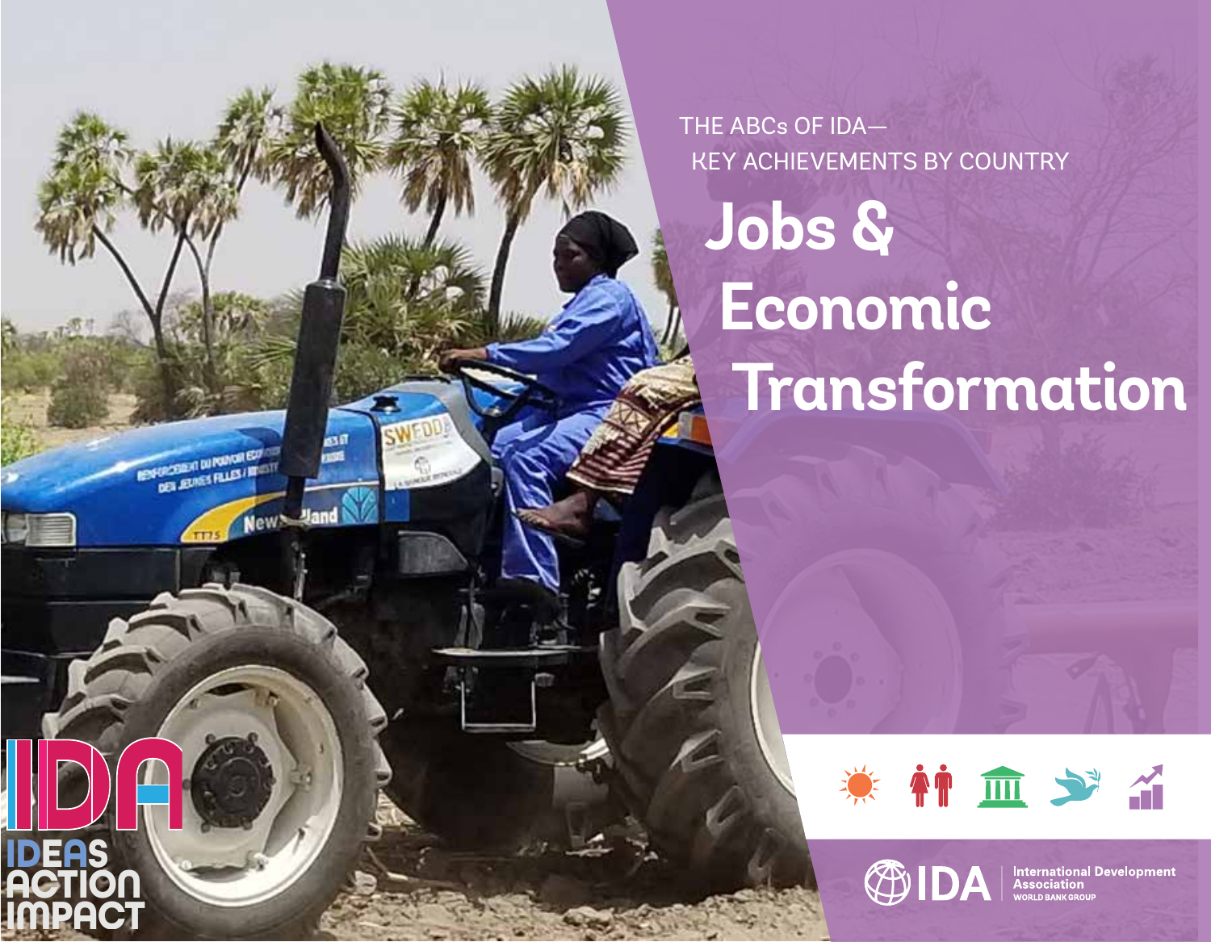THE ABCs OF IDA—
KEY ACHIEVEMENTS BY COUNTRY

# Jobs & Economic Transformation

IDA
IDEAS
ACTION
IMPACT

IDA International Development Association
WORLD BANK GROUP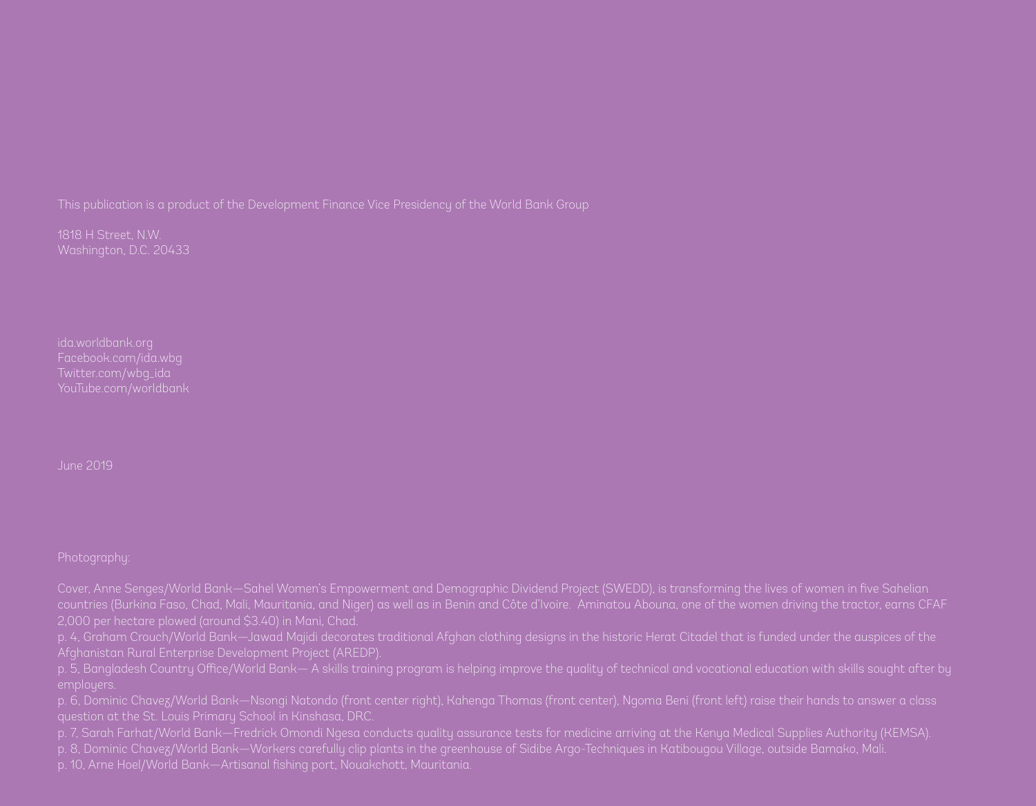This publication is a product of the Development Finance Vice Presidency of the World Bank Group

1818 H Street, N.W.
Washington, D.C. 20433

ida.worldbank.org
Facebook.com/ida.wbg
Twitter.com/wbg_ida
YouTube.com/worldbank

June 2019

Photography:

Cover, Anne Senges/World Bank—Sahel Women's Empowerment and Demographic Dividend Project (SWEDD), is transforming the lives of women in five Sahelian countries (Burkina Faso, Chad, Mali, Mauritania, and Niger) as well as in Benin and Côte d'Ivoire. Aminatou Abouna, one of the women driving the tractor, earns CFAF 2,000 per hectare plowed (around $3.40) in Mani, Chad.
p. 4, Graham Crouch/World Bank—Jawad Majidi decorates traditional Afghan clothing designs in the historic Herat Citadel that is funded under the auspices of the Afghanistan Rural Enterprise Development Project (AREDP).
p. 5, Bangladesh Country Office/World Bank— A skills training program is helping improve the quality of technical and vocational education with skills sought after by employers.
p. 6, Dominic Chavez/World Bank—Nsongi Natondo (front center right), Kahenga Thomas (front center), Ngoma Beni (front left) raise their hands to answer a class question at the St. Louis Primary School in Kinshasa, DRC.
p. 7, Sarah Farhat/World Bank—Fredrick Omondi Ngesa conducts quality assurance tests for medicine arriving at the Kenya Medical Supplies Authority (KEMSA).
p. 8, Dominic Chavez/World Bank—Workers carefully clip plants in the greenhouse of Sidibe Argo-Techniques in Katibougou Village, outside Bamako, Mali.
p. 10, Arne Hoel/World Bank—Artisanal fishing port, Nouakchott, Mauritania.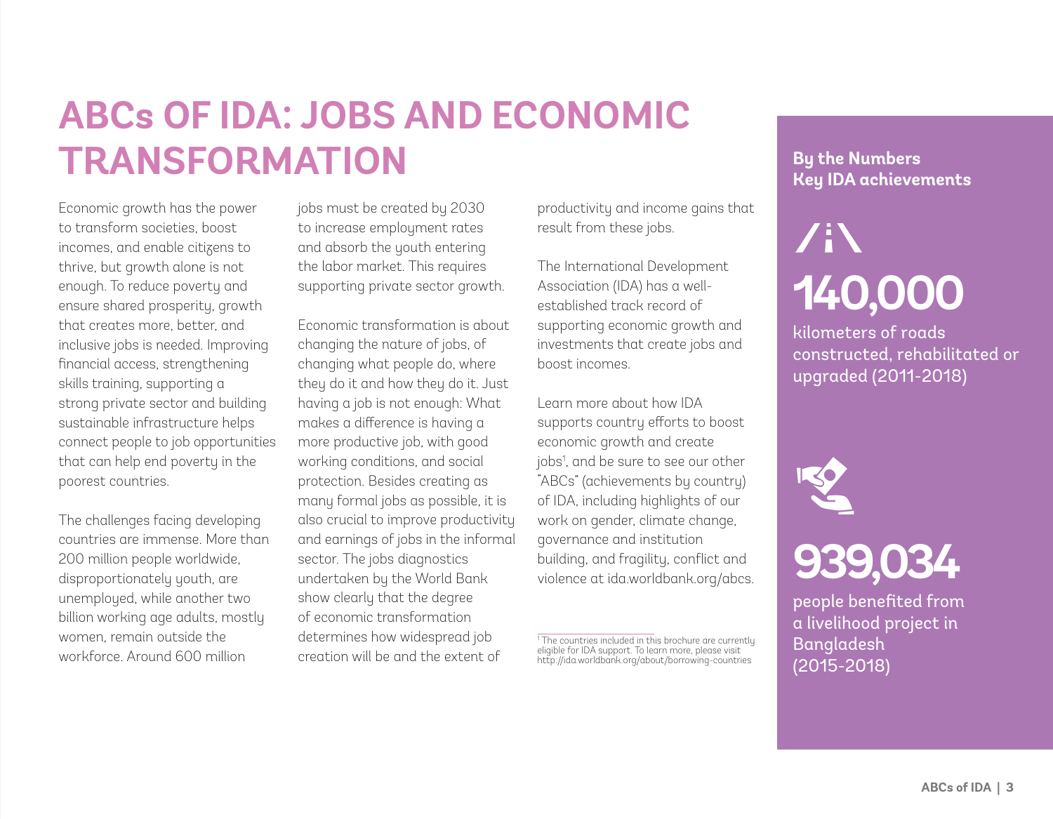# ABCs OF IDA: JOBS AND ECONOMIC TRANSFORMATION

Economic growth has the power to transform societies, boost incomes, and enable citizens to thrive, but growth alone is not enough. To reduce poverty and ensure shared prosperity, growth that creates more, better, and inclusive jobs is needed. Improving financial access, strengthening skills training, supporting a strong private sector and building sustainable infrastructure helps connect people to job opportunities that can help end poverty in the poorest countries.

The challenges facing developing countries are immense. More than 200 million people worldwide, disproportionately youth, are unemployed, while another two billion working age adults, mostly women, remain outside the workforce. Around 600 million jobs must be created by 2030 to increase employment rates and absorb the youth entering the labor market. This requires supporting private sector growth.

Economic transformation is about changing the nature of jobs, of changing what people do, where they do it and how they do it. Just having a job is not enough: What makes a difference is having a more productive job, with good working conditions, and social protection. Besides creating as many formal jobs as possible, it is also crucial to improve productivity and earnings of jobs in the informal sector. The jobs diagnostics undertaken by the World Bank show clearly that the degree of economic transformation determines how widespread job creation will be and the extent of productivity and income gains that result from these jobs.

The International Development Association (IDA) has a well-established track record of supporting economic growth and investments that create jobs and boost incomes.

Learn more about how IDA supports country efforts to boost economic growth and create jobs[1], and be sure to see our other "ABCs" (achievements by country) of IDA, including highlights of our work on gender, climate change, governance and institution building, and fragility, conflict and violence at ida.worldbank.org/abcs.

[1] The countries included in this brochure are currently eligible for IDA support. To learn more, please visit http://ida.worldbank.org/about/borrowing-countries

**By the Numbers**
**Key IDA achievements**

**140,000**

kilometers of roads constructed, rehabilitated or upgraded (2011-2018)

**939,034**

people benefited from a livelihood project in Bangladesh (2015-2018)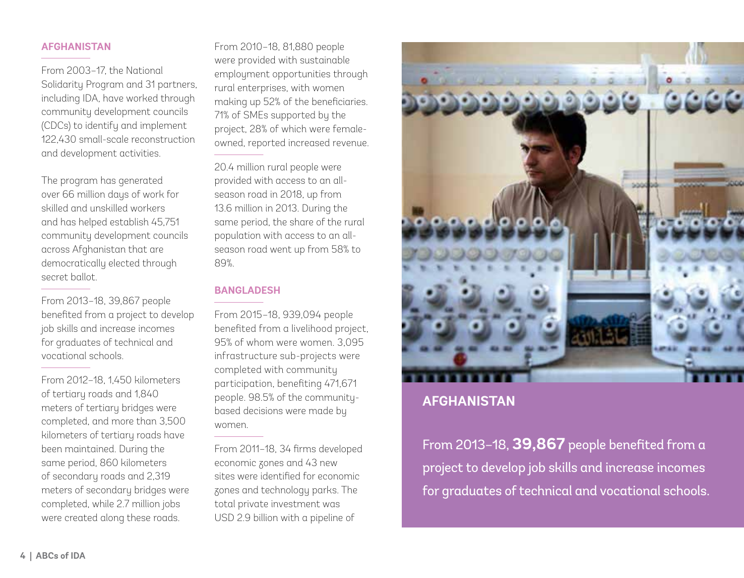## AFGHANISTAN

From 2003–17, the National Solidarity Program and 31 partners, including IDA, have worked through community development councils (CDCs) to identify and implement 122,430 small-scale reconstruction and development activities.

The program has generated over 66 million days of work for skilled and unskilled workers and has helped establish 45,751 community development councils across Afghanistan that are democratically elected through secret ballot.

From 2013–18, 39,867 people benefited from a project to develop job skills and increase incomes for graduates of technical and vocational schools.

From 2012–18, 1,450 kilometers of tertiary roads and 1,840 meters of tertiary bridges were completed, and more than 3,500 kilometers of tertiary roads have been maintained. During the same period, 860 kilometers of secondary roads and 2,319 meters of secondary bridges were completed, while 2.7 million jobs were created along these roads.

From 2010–18, 81,880 people were provided with sustainable employment opportunities through rural enterprises, with women making up 52% of the beneficiaries. 71% of SMEs supported by the project, 28% of which were female-owned, reported increased revenue.

20.4 million rural people were provided with access to an all-season road in 2018, up from 13.6 million in 2013. During the same period, the share of the rural population with access to an all-season road went up from 58% to 89%.

## BANGLADESH

From 2015–18, 939,094 people benefited from a livelihood project, 95% of whom were women. 3,095 infrastructure sub-projects were completed with community participation, benefiting 471,671 people. 98.5% of the community-based decisions were made by women.

From 2011–18, 34 firms developed economic zones and 43 new sites were identified for economic zones and technology parks. The total private investment was USD 2.9 billion with a pipeline of

### AFGHANISTAN

From 2013–18, **39,867** people benefited from a project to develop job skills and increase incomes for graduates of technical and vocational schools.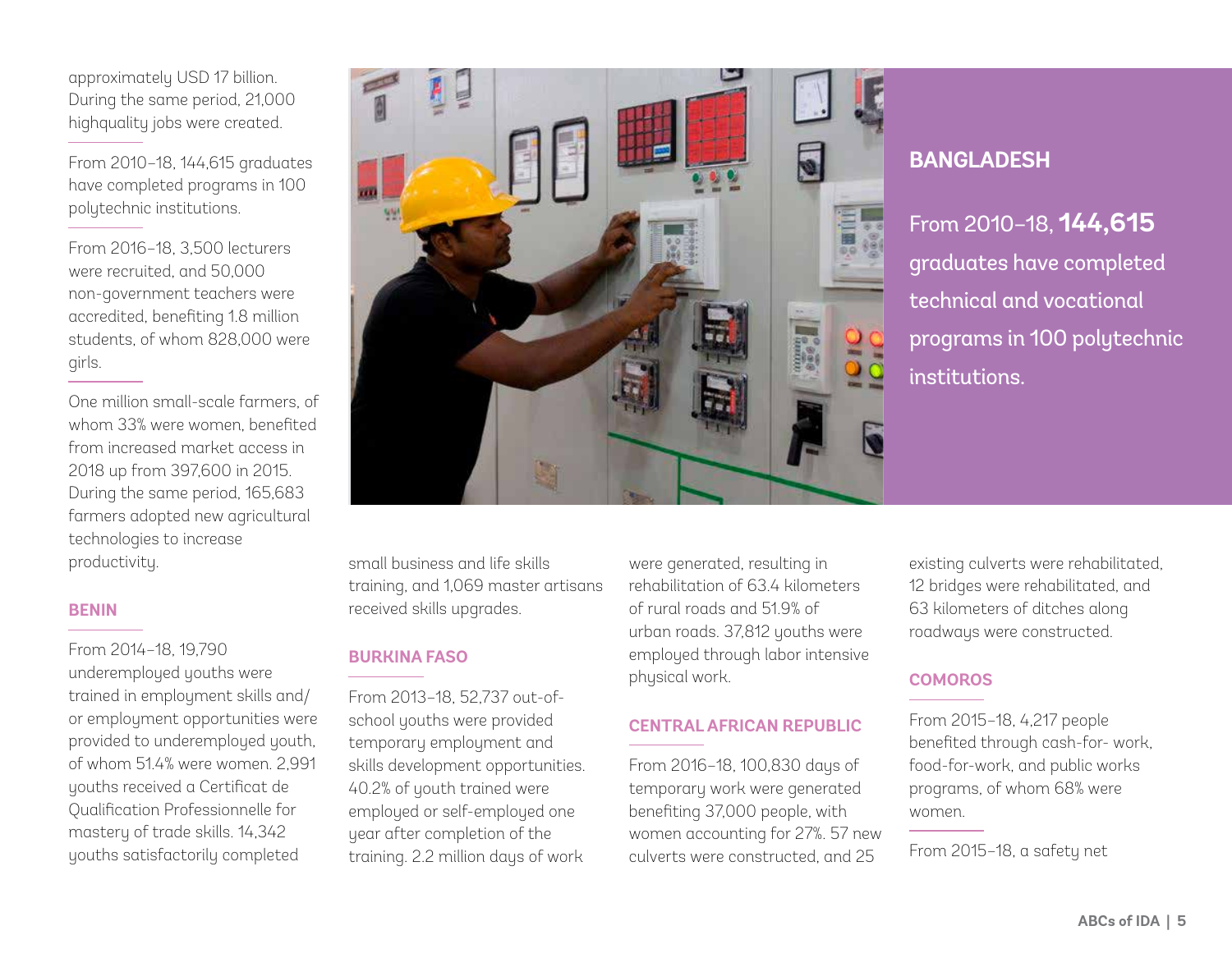approximately USD 17 billion. During the same period, 21,000 highquality jobs were created.

From 2010–18, 144,615 graduates have completed programs in 100 polytechnic institutions.

From 2016–18, 3,500 lecturers were recruited, and 50,000 non-government teachers were accredited, benefiting 1.8 million students, of whom 828,000 were girls.

One million small-scale farmers, of whom 33% were women, benefited from increased market access in 2018 up from 397,600 in 2015. During the same period, 165,683 farmers adopted new agricultural technologies to increase productivity.

## BANGLADESH

From 2010–18, **144,615** graduates have completed technical and vocational programs in 100 polytechnic institutions.

## BENIN

From 2014–18, 19,790 underemployed youths were trained in employment skills and/or employment opportunities were provided to underemployed youth, of whom 51.4% were women. 2,991 youths received a Certificat de Qualification Professionnelle for mastery of trade skills. 14,342 youths satisfactorily completed small business and life skills training, and 1,069 master artisans received skills upgrades.

## BURKINA FASO

From 2013–18, 52,737 out-of-school youths were provided temporary employment and skills development opportunities. 40.2% of youth trained were employed or self-employed one year after completion of the training. 2.2 million days of work were generated, resulting in rehabilitation of 63.4 kilometers of rural roads and 51.9% of urban roads. 37,812 youths were employed through labor intensive physical work.

## CENTRAL AFRICAN REPUBLIC

From 2016–18, 100,830 days of temporary work were generated benefiting 37,000 people, with women accounting for 27%. 57 new culverts were constructed, and 25 existing culverts were rehabilitated, 12 bridges were rehabilitated, and 63 kilometers of ditches along roadways were constructed.

## COMOROS

From 2015–18, 4,217 people benefited through cash-for- work, food-for-work, and public works programs, of whom 68% were women.

From 2015–18, a safety net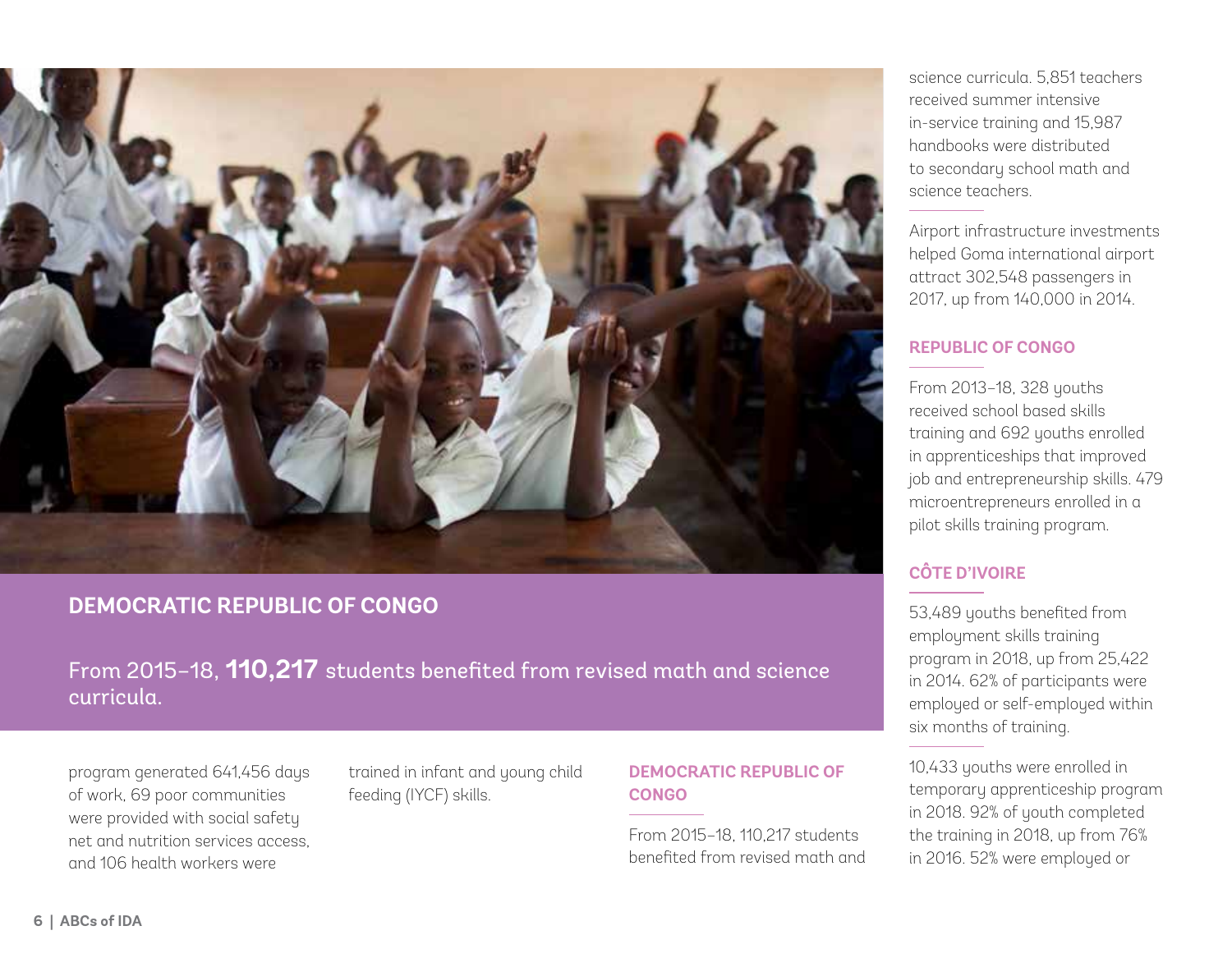## DEMOCRATIC REPUBLIC OF CONGO

From 2015–18, **110,217** students benefited from revised math and science curricula.

program generated 641,456 days of work, 69 poor communities were provided with social safety net and nutrition services access, and 106 health workers were trained in infant and young child feeding (IYCF) skills.

### DEMOCRATIC REPUBLIC OF CONGO

From 2015–18, 110,217 students benefited from revised math and science curricula. 5,851 teachers received summer intensive in-service training and 15,987 handbooks were distributed to secondary school math and science teachers.

Airport infrastructure investments helped Goma international airport attract 302,548 passengers in 2017, up from 140,000 in 2014.

### REPUBLIC OF CONGO

From 2013–18, 328 youths received school based skills training and 692 youths enrolled in apprenticeships that improved job and entrepreneurship skills. 479 microentrepreneurs enrolled in a pilot skills training program.

### CÔTE D'IVOIRE

53,489 youths benefited from employment skills training program in 2018, up from 25,422 in 2014. 62% of participants were employed or self-employed within six months of training.

10,433 youths were enrolled in temporary apprenticeship program in 2018. 92% of youth completed the training in 2018, up from 76% in 2016. 52% were employed or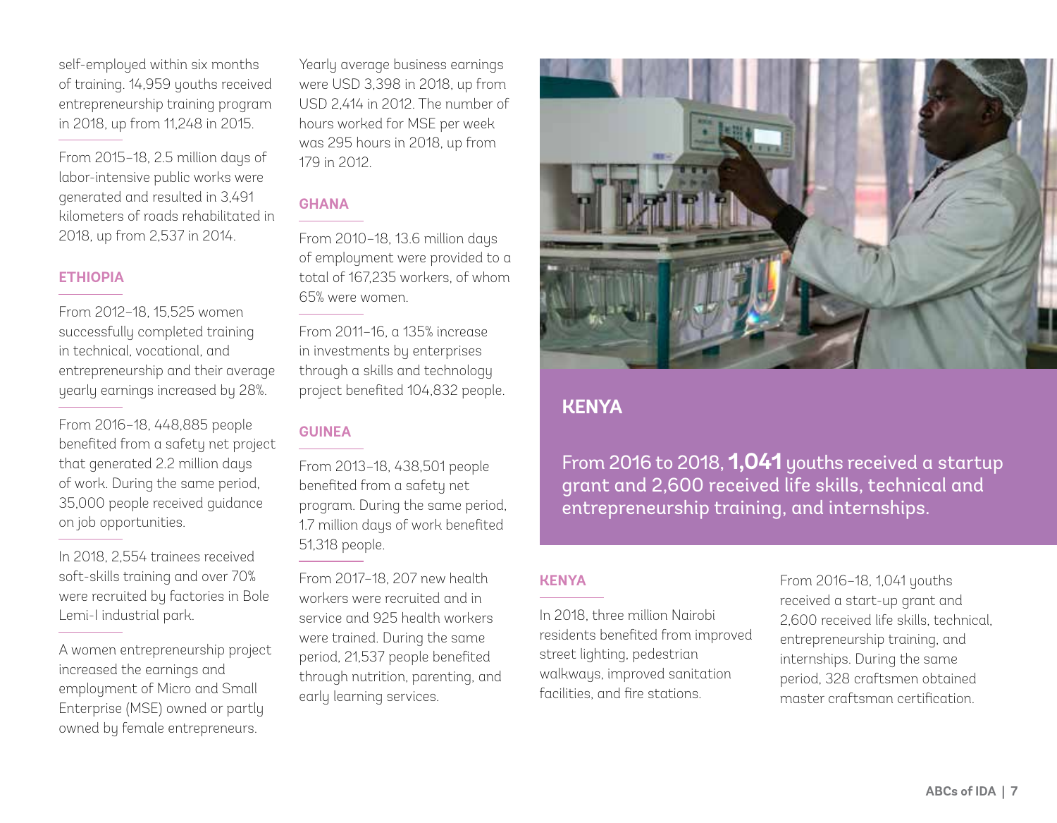self-employed within six months of training. 14,959 youths received entrepreneurship training program in 2018, up from 11,248 in 2015.

From 2015–18, 2.5 million days of labor-intensive public works were generated and resulted in 3,491 kilometers of roads rehabilitated in 2018, up from 2,537 in 2014.

### ETHIOPIA

From 2012–18, 15,525 women successfully completed training in technical, vocational, and entrepreneurship and their average yearly earnings increased by 28%.

From 2016–18, 448,885 people benefited from a safety net project that generated 2.2 million days of work. During the same period, 35,000 people received guidance on job opportunities.

In 2018, 2,554 trainees received soft-skills training and over 70% were recruited by factories in Bole Lemi-I industrial park.

A women entrepreneurship project increased the earnings and employment of Micro and Small Enterprise (MSE) owned or partly owned by female entrepreneurs. Yearly average business earnings were USD 3,398 in 2018, up from USD 2,414 in 2012. The number of hours worked for MSE per week was 295 hours in 2018, up from 179 in 2012.

### GHANA

From 2010–18, 13.6 million days of employment were provided to a total of 167,235 workers, of whom 65% were women.

From 2011–16, a 135% increase in investments by enterprises through a skills and technology project benefited 104,832 people.

### GUINEA

From 2013–18, 438,501 people benefited from a safety net program. During the same period, 1.7 million days of work benefited 51,318 people.

From 2017–18, 207 new health workers were recruited and in service and 925 health workers were trained. During the same period, 21,537 people benefited through nutrition, parenting, and early learning services.

## KENYA

From 2016 to 2018, **1,041** youths received a startup grant and 2,600 received life skills, technical and entrepreneurship training, and internships.

### KENYA

In 2018, three million Nairobi residents benefited from improved street lighting, pedestrian walkways, improved sanitation facilities, and fire stations.

From 2016–18, 1,041 youths received a start-up grant and 2,600 received life skills, technical, entrepreneurship training, and internships. During the same period, 328 craftsmen obtained master craftsman certification.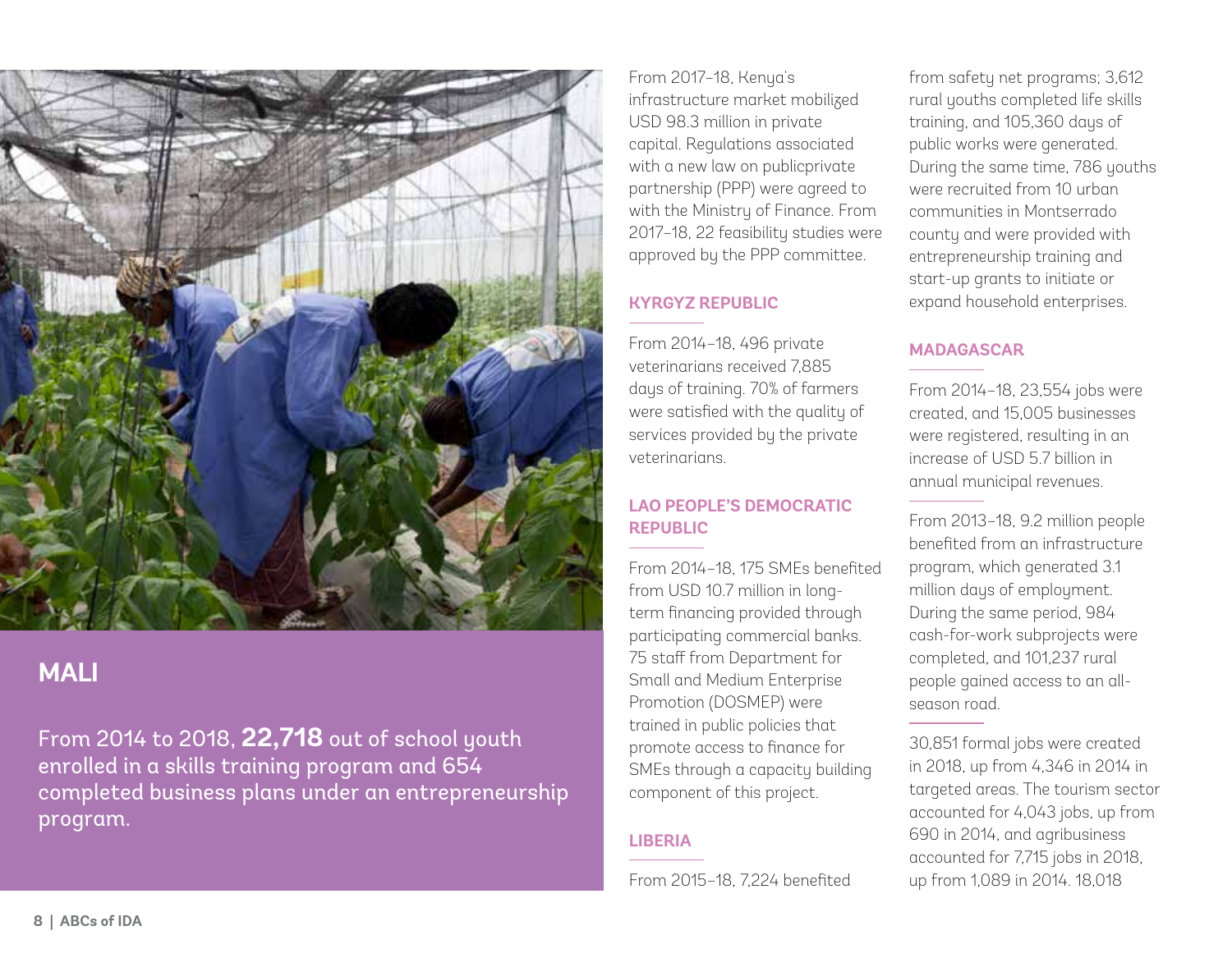## MALI

From 2014 to 2018, **22,718** out of school youth enrolled in a skills training program and 654 completed business plans under an entrepreneurship program.

From 2017–18, Kenya's infrastructure market mobilized USD 98.3 million in private capital. Regulations associated with a new law on publicprivate partnership (PPP) were agreed to with the Ministry of Finance. From 2017–18, 22 feasibility studies were approved by the PPP committee.

### KYRGYZ REPUBLIC

From 2014–18, 496 private veterinarians received 7,885 days of training. 70% of farmers were satisfied with the quality of services provided by the private veterinarians.

### LAO PEOPLE'S DEMOCRATIC REPUBLIC

From 2014–18, 175 SMEs benefited from USD 10.7 million in long-term financing provided through participating commercial banks. 75 staff from Department for Small and Medium Enterprise Promotion (DOSMEP) were trained in public policies that promote access to finance for SMEs through a capacity building component of this project.

### LIBERIA

From 2015–18, 7,224 benefited from safety net programs; 3,612 rural youths completed life skills training, and 105,360 days of public works were generated. During the same time, 786 youths were recruited from 10 urban communities in Montserrado county and were provided with entrepreneurship training and start-up grants to initiate or expand household enterprises.

### MADAGASCAR

From 2014–18, 23,554 jobs were created, and 15,005 businesses were registered, resulting in an increase of USD 5.7 billion in annual municipal revenues.

From 2013–18, 9.2 million people benefited from an infrastructure program, which generated 3.1 million days of employment. During the same period, 984 cash-for-work subprojects were completed, and 101,237 rural people gained access to an all-season road.

30,851 formal jobs were created in 2018, up from 4,346 in 2014 in targeted areas. The tourism sector accounted for 4,043 jobs, up from 690 in 2014, and agribusiness accounted for 7,715 jobs in 2018, up from 1,089 in 2014. 18,018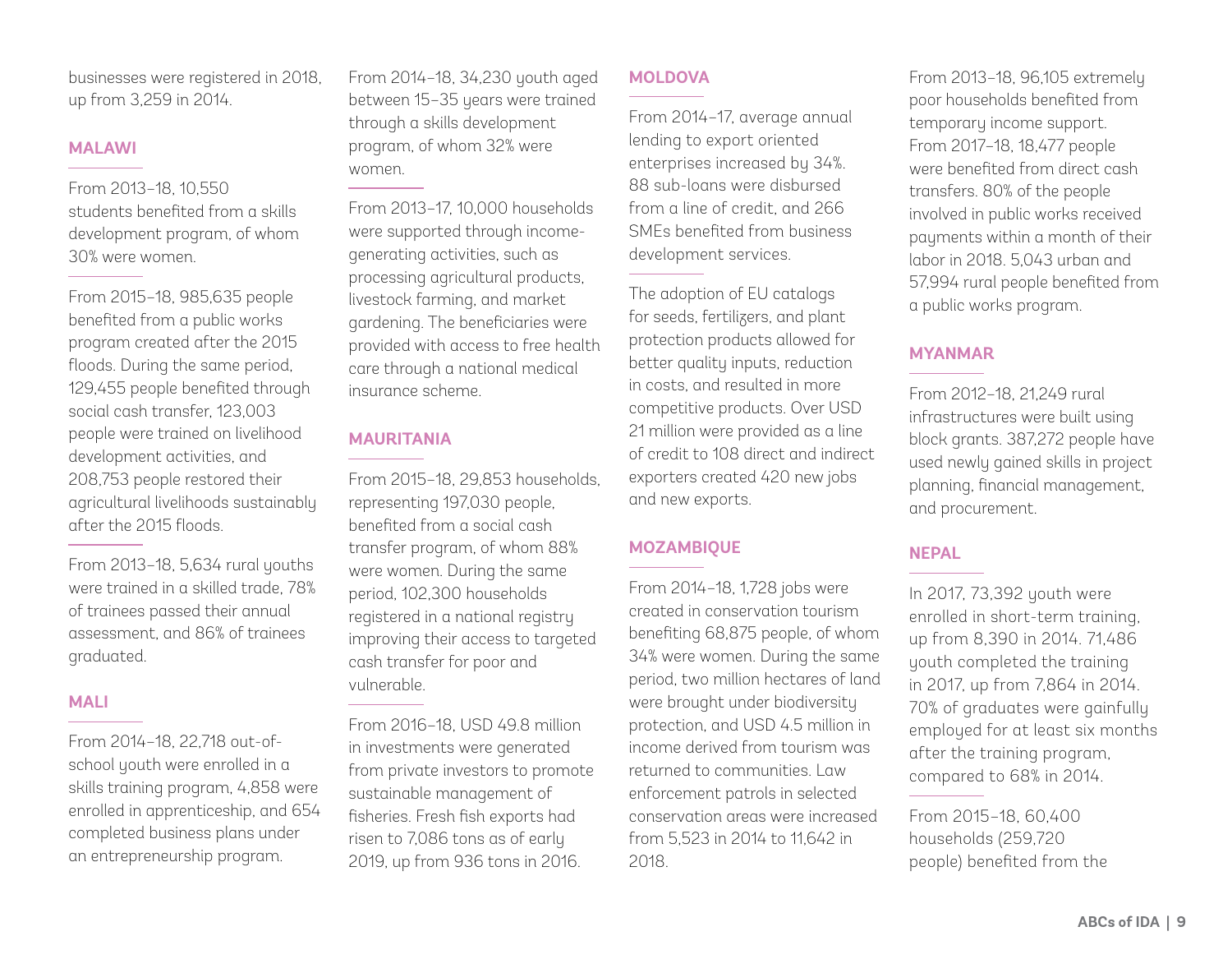businesses were registered in 2018, up from 3,259 in 2014.

## MALAWI

From 2013–18, 10,550 students benefited from a skills development program, of whom 30% were women.

From 2015–18, 985,635 people benefited from a public works program created after the 2015 floods. During the same period, 129,455 people benefited through social cash transfer, 123,003 people were trained on livelihood development activities, and 208,753 people restored their agricultural livelihoods sustainably after the 2015 floods.

From 2013–18, 5,634 rural youths were trained in a skilled trade, 78% of trainees passed their annual assessment, and 86% of trainees graduated.

## MALI

From 2014–18, 22,718 out-of-school youth were enrolled in a skills training program, 4,858 were enrolled in apprenticeship, and 654 completed business plans under an entrepreneurship program.

From 2014–18, 34,230 youth aged between 15–35 years were trained through a skills development program, of whom 32% were women.

From 2013–17, 10,000 households were supported through income-generating activities, such as processing agricultural products, livestock farming, and market gardening. The beneficiaries were provided with access to free health care through a national medical insurance scheme.

## MAURITANIA

From 2015–18, 29,853 households, representing 197,030 people, benefited from a social cash transfer program, of whom 88% were women. During the same period, 102,300 households registered in a national registry improving their access to targeted cash transfer for poor and vulnerable.

From 2016–18, USD 49.8 million in investments were generated from private investors to promote sustainable management of fisheries. Fresh fish exports had risen to 7,086 tons as of early 2019, up from 936 tons in 2016.

## MOLDOVA

From 2014–17, average annual lending to export oriented enterprises increased by 34%. 88 sub-loans were disbursed from a line of credit, and 266 SMEs benefited from business development services.

The adoption of EU catalogs for seeds, fertilizers, and plant protection products allowed for better quality inputs, reduction in costs, and resulted in more competitive products. Over USD 21 million were provided as a line of credit to 108 direct and indirect exporters created 420 new jobs and new exports.

## MOZAMBIQUE

From 2014–18, 1,728 jobs were created in conservation tourism benefiting 68,875 people, of whom 34% were women. During the same period, two million hectares of land were brought under biodiversity protection, and USD 4.5 million in income derived from tourism was returned to communities. Law enforcement patrols in selected conservation areas were increased from 5,523 in 2014 to 11,642 in 2018.

From 2013–18, 96,105 extremely poor households benefited from temporary income support. From 2017–18, 18,477 people were benefited from direct cash transfers. 80% of the people involved in public works received payments within a month of their labor in 2018. 5,043 urban and 57,994 rural people benefited from a public works program.

## MYANMAR

From 2012–18, 21,249 rural infrastructures were built using block grants. 387,272 people have used newly gained skills in project planning, financial management, and procurement.

## NEPAL

In 2017, 73,392 youth were enrolled in short-term training, up from 8,390 in 2014. 71,486 youth completed the training in 2017, up from 7,864 in 2014. 70% of graduates were gainfully employed for at least six months after the training program, compared to 68% in 2014.

From 2015–18, 60,400 households (259,720 people) benefited from the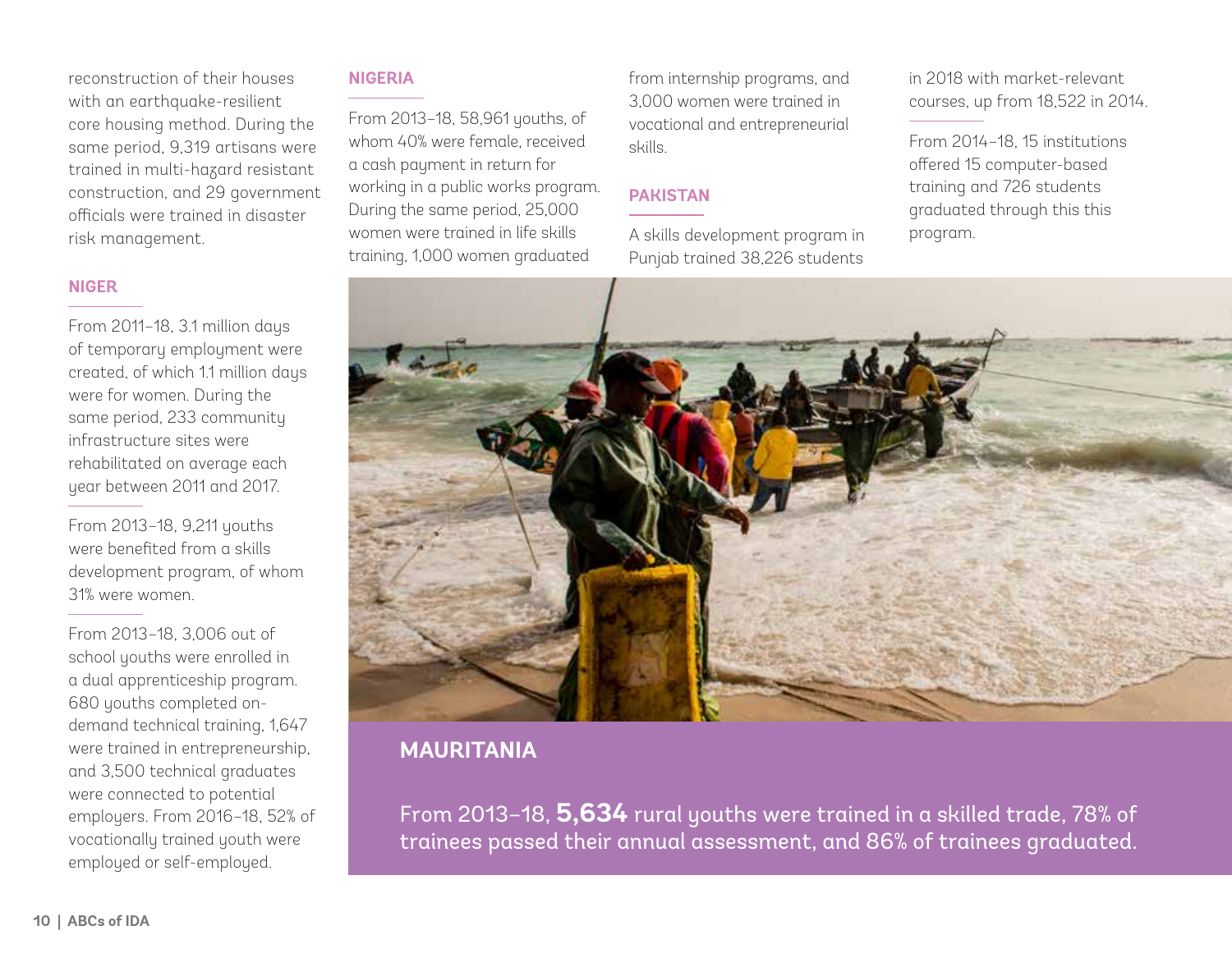reconstruction of their houses with an earthquake-resilient core housing method. During the same period, 9,319 artisans were trained in multi-hazard resistant construction, and 29 government officials were trained in disaster risk management.

### NIGER

From 2011–18, 3.1 million days of temporary employment were created, of which 1.1 million days were for women. During the same period, 233 community infrastructure sites were rehabilitated on average each year between 2011 and 2017.

From 2013–18, 9,211 youths were benefited from a skills development program, of whom 31% were women.

From 2013–18, 3,006 out of school youths were enrolled in a dual apprenticeship program. 680 youths completed on-demand technical training, 1,647 were trained in entrepreneurship, and 3,500 technical graduates were connected to potential employers. From 2016–18, 52% of vocationally trained youth were employed or self-employed.

### NIGERIA

From 2013–18, 58,961 youths, of whom 40% were female, received a cash payment in return for working in a public works program. During the same period, 25,000 women were trained in life skills training, 1,000 women graduated from internship programs, and 3,000 women were trained in vocational and entrepreneurial skills.

### PAKISTAN

A skills development program in Punjab trained 38,226 students in 2018 with market-relevant courses, up from 18,522 in 2014.

From 2014–18, 15 institutions offered 15 computer-based training and 726 students graduated through this this program.

### MAURITANIA

From 2013–18, **5,634** rural youths were trained in a skilled trade, 78% of trainees passed their annual assessment, and 86% of trainees graduated.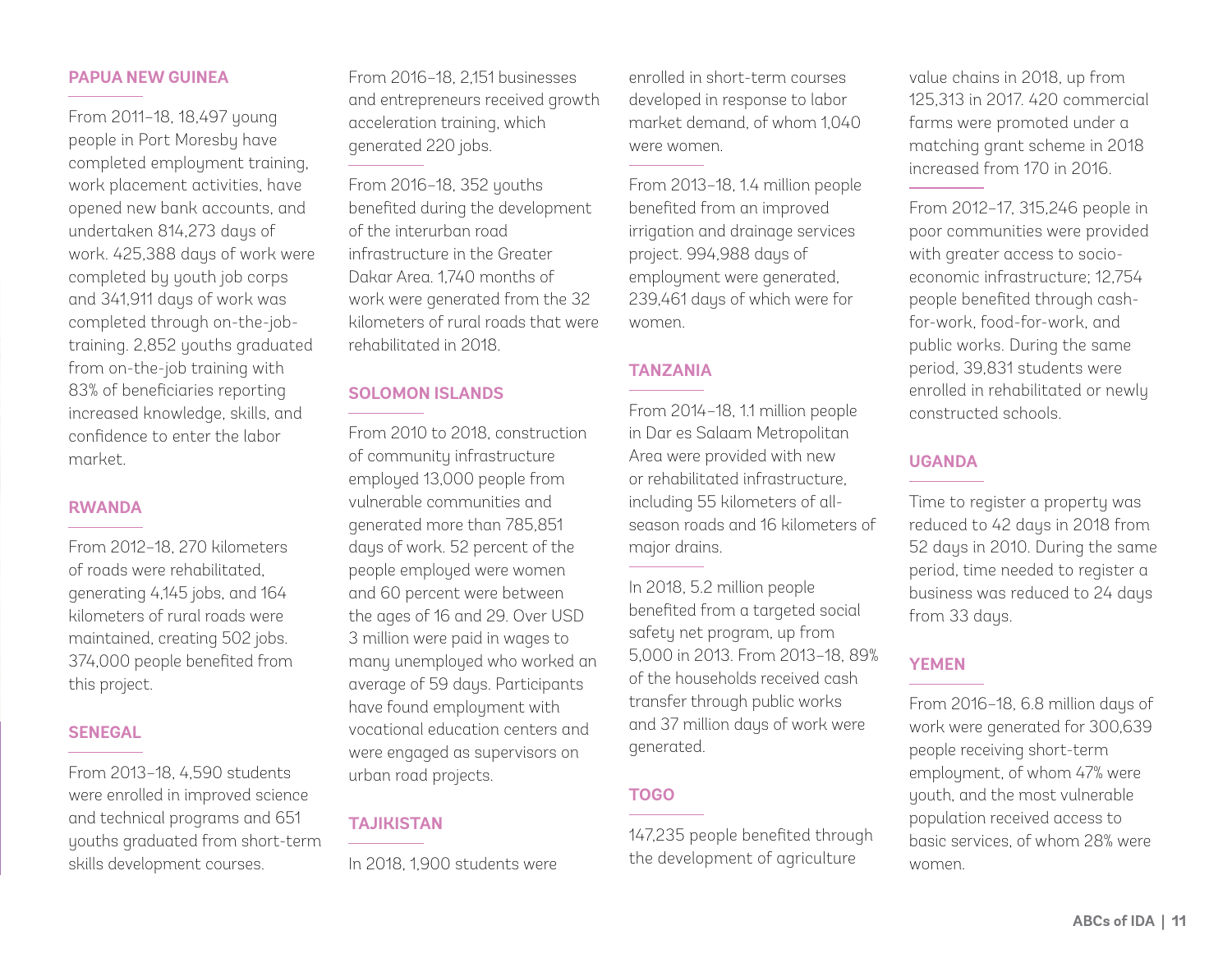## PAPUA NEW GUINEA

From 2011–18, 18,497 young people in Port Moresby have completed employment training, work placement activities, have opened new bank accounts, and undertaken 814,273 days of work. 425,388 days of work were completed by youth job corps and 341,911 days of work was completed through on-the-job-training. 2,852 youths graduated from on-the-job training with 83% of beneficiaries reporting increased knowledge, skills, and confidence to enter the labor market.

## RWANDA

From 2012–18, 270 kilometers of roads were rehabilitated, generating 4,145 jobs, and 164 kilometers of rural roads were maintained, creating 502 jobs. 374,000 people benefited from this project.

## SENEGAL

From 2013–18, 4,590 students were enrolled in improved science and technical programs and 651 youths graduated from short-term skills development courses.

From 2016–18, 2,151 businesses and entrepreneurs received growth acceleration training, which generated 220 jobs.

From 2016–18, 352 youths benefited during the development of the interurban road infrastructure in the Greater Dakar Area. 1,740 months of work were generated from the 32 kilometers of rural roads that were rehabilitated in 2018.

## SOLOMON ISLANDS

From 2010 to 2018, construction of community infrastructure employed 13,000 people from vulnerable communities and generated more than 785,851 days of work. 52 percent of the people employed were women and 60 percent were between the ages of 16 and 29. Over USD 3 million were paid in wages to many unemployed who worked an average of 59 days. Participants have found employment with vocational education centers and were engaged as supervisors on urban road projects.

## TAJIKISTAN

In 2018, 1,900 students were enrolled in short-term courses developed in response to labor market demand, of whom 1,040 were women.

From 2013–18, 1.4 million people benefited from an improved irrigation and drainage services project. 994,988 days of employment were generated, 239,461 days of which were for women.

## TANZANIA

From 2014–18, 1.1 million people in Dar es Salaam Metropolitan Area were provided with new or rehabilitated infrastructure, including 55 kilometers of all-season roads and 16 kilometers of major drains.

In 2018, 5.2 million people benefited from a targeted social safety net program, up from 5,000 in 2013. From 2013–18, 89% of the households received cash transfer through public works and 37 million days of work were generated.

## TOGO

147,235 people benefited through the development of agriculture value chains in 2018, up from 125,313 in 2017. 420 commercial farms were promoted under a matching grant scheme in 2018 increased from 170 in 2016.

From 2012–17, 315,246 people in poor communities were provided with greater access to socio-economic infrastructure; 12,754 people benefited through cash-for-work, food-for-work, and public works. During the same period, 39,831 students were enrolled in rehabilitated or newly constructed schools.

## UGANDA

Time to register a property was reduced to 42 days in 2018 from 52 days in 2010. During the same period, time needed to register a business was reduced to 24 days from 33 days.

## YEMEN

From 2016–18, 6.8 million days of work were generated for 300,639 people receiving short-term employment, of whom 47% were youth, and the most vulnerable population received access to basic services, of whom 28% were women.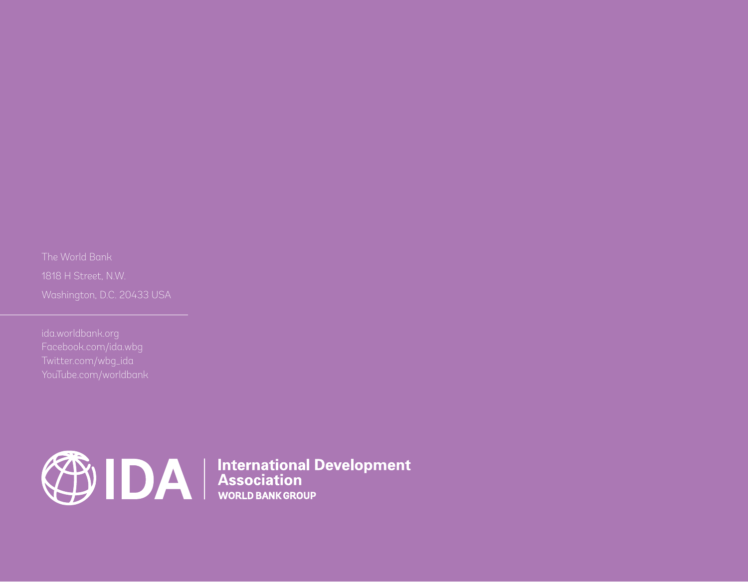The World Bank

1818 H Street, N.W.

Washington, D.C. 20433 USA

---

ida.worldbank.org
Facebook.com/ida.wbg
Twitter.com/wbg_ida
YouTube.com/worldbank

IDA | International Development Association
WORLD BANK GROUP